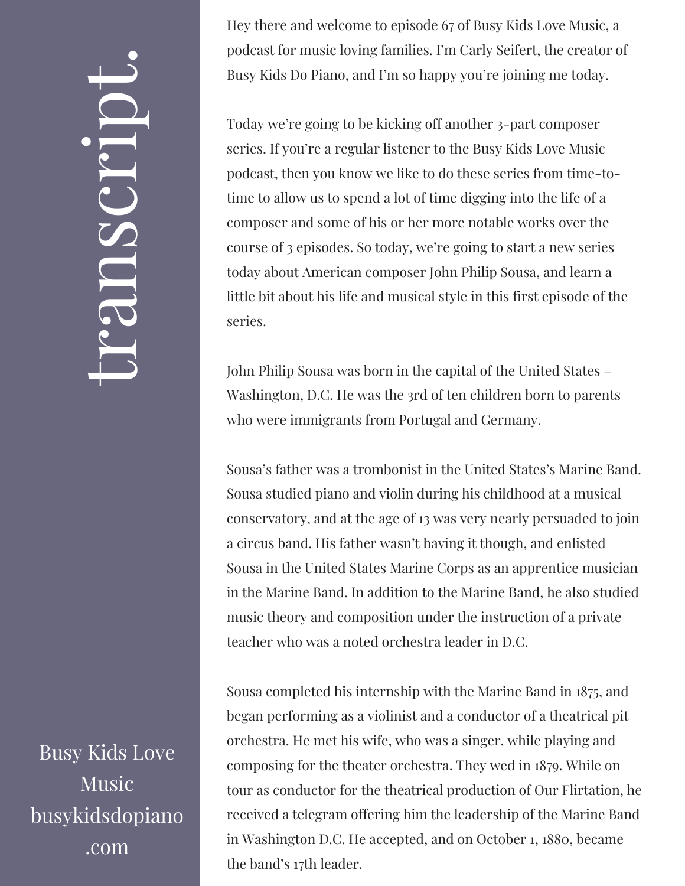# transcript.

Hey there and welcome to episode 67 of Busy Kids Love Music, a podcast for music loving families. I'm Carly Seifert, the creator of Busy Kids Do Piano, and I'm so happy you're joining me today.

Today we're going to be kicking off another 3-part composer series. If you're a regular listener to the Busy Kids Love Music podcast, then you know we like to do these series from time-to-time to allow us to spend a lot of time digging into the life of a composer and some of his or her more notable works over the course of 3 episodes. So today, we're going to start a new series today about American composer John Philip Sousa, and learn a little bit about his life and musical style in this first episode of the series.

John Philip Sousa was born in the capital of the United States – Washington, D.C. He was the 3rd of ten children born to parents who were immigrants from Portugal and Germany.

Sousa's father was a trombonist in the United States's Marine Band. Sousa studied piano and violin during his childhood at a musical conservatory, and at the age of 13 was very nearly persuaded to join a circus band. His father wasn't having it though, and enlisted Sousa in the United States Marine Corps as an apprentice musician in the Marine Band. In addition to the Marine Band, he also studied music theory and composition under the instruction of a private teacher who was a noted orchestra leader in D.C.

Sousa completed his internship with the Marine Band in 1875, and began performing as a violinist and a conductor of a theatrical pit orchestra. He met his wife, who was a singer, while playing and composing for the theater orchestra. They wed in 1879. While on tour as conductor for the theatrical production of Our Flirtation, he received a telegram offering him the leadership of the Marine Band in Washington D.C. He accepted, and on October 1, 1880, became the band's 17th leader.

Busy Kids Love Music
busykidsdopiano.com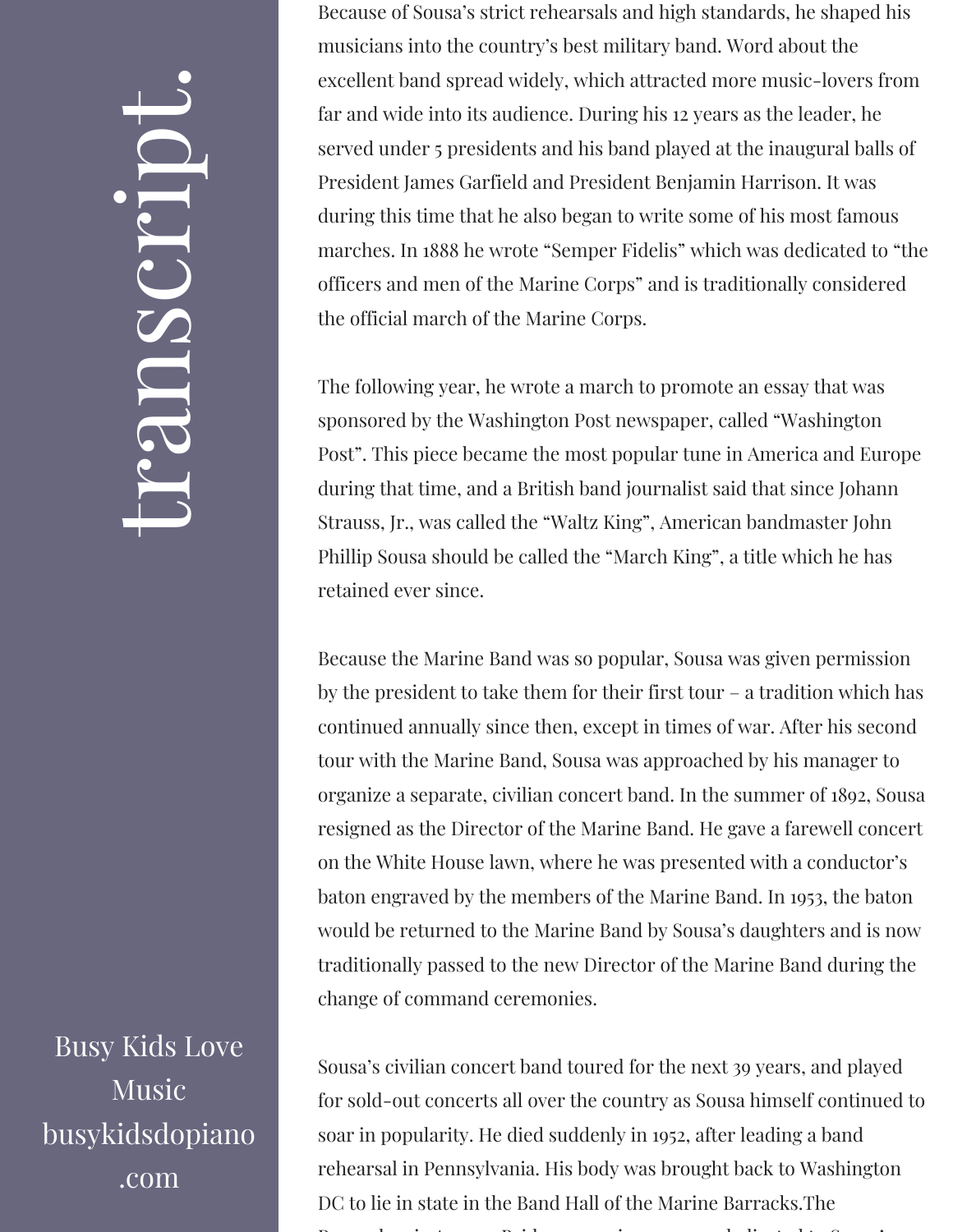Because of Sousa's strict rehearsals and high standards, he shaped his musicians into the country's best military band. Word about the excellent band spread widely, which attracted more music-lovers from far and wide into its audience. During his 12 years as the leader, he served under 5 presidents and his band played at the inaugural balls of President James Garfield and President Benjamin Harrison. It was during this time that he also began to write some of his most famous marches. In 1888 he wrote "Semper Fidelis" which was dedicated to "the officers and men of the Marine Corps" and is traditionally considered the official march of the Marine Corps.

The following year, he wrote a march to promote an essay that was sponsored by the Washington Post newspaper, called "Washington Post". This piece became the most popular tune in America and Europe during that time, and a British band journalist said that since Johann Strauss, Jr., was called the "Waltz King", American bandmaster John Phillip Sousa should be called the "March King", a title which he has retained ever since.

Because the Marine Band was so popular, Sousa was given permission by the president to take them for their first tour – a tradition which has continued annually since then, except in times of war. After his second tour with the Marine Band, Sousa was approached by his manager to organize a separate, civilian concert band. In the summer of 1892, Sousa resigned as the Director of the Marine Band. He gave a farewell concert on the White House lawn, where he was presented with a conductor's baton engraved by the members of the Marine Band. In 1953, the baton would be returned to the Marine Band by Sousa's daughters and is now traditionally passed to the new Director of the Marine Band during the change of command ceremonies.

Sousa's civilian concert band toured for the next 39 years, and played for sold-out concerts all over the country as Sousa himself continued to soar in popularity. He died suddenly in 1952, after leading a band rehearsal in Pennsylvania. His body was brought back to Washington DC to lie in state in the Band Hall of the Marine Barracks.The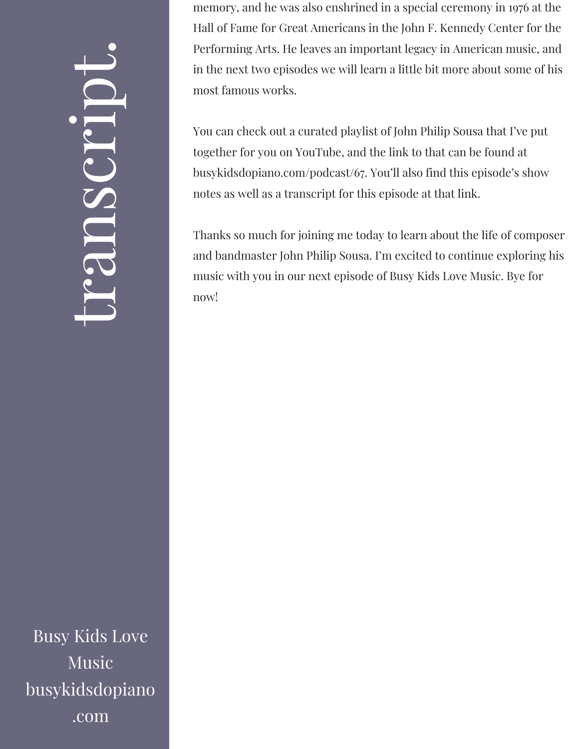memory, and he was also enshrined in a special ceremony in 1976 at the Hall of Fame for Great Americans in the John F. Kennedy Center for the Performing Arts. He leaves an important legacy in American music, and in the next two episodes we will learn a little bit more about some of his most famous works.

You can check out a curated playlist of John Philip Sousa that I've put together for you on YouTube, and the link to that can be found at busykidsdopiano.com/podcast/67. You'll also find this episode's show notes as well as a transcript for this episode at that link.

Thanks so much for joining me today to learn about the life of composer and bandmaster John Philip Sousa. I'm excited to continue exploring his music with you in our next episode of Busy Kids Love Music. Bye for now!